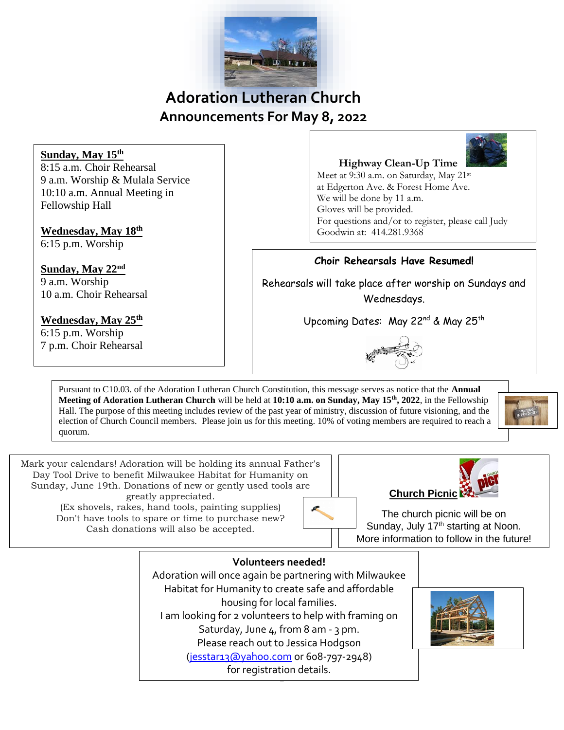# Adoration Lutheran Church

## Announcements For May 8, 2022

**Sunday, May 15th**
8:15 a.m. Choir Rehearsal
9 a.m. Worship & Mulala Service
10:10 a.m. Annual Meeting in Fellowship Hall

**Wednesday, May 18th**
6:15 p.m. Worship

**Sunday, May 22nd**
9 a.m. Worship
10 a.m. Choir Rehearsal

**Wednesday, May 25th**
6:15 p.m. Worship
7 p.m. Choir Rehearsal

### Highway Clean-Up Time

Meet at 9:30 a.m. on Saturday, May 21st at Edgerton Ave. & Forest Home Ave.
We will be done by 11 a.m.
Gloves will be provided.
For questions and/or to register, please call Judy Goodwin at: 414.281.9368

### Choir Rehearsals Have Resumed!

Rehearsals will take place after worship on Sundays and Wednesdays.

Upcoming Dates: May 22nd & May 25th

Pursuant to C10.03. of the Adoration Lutheran Church Constitution, this message serves as notice that the **Annual Meeting of Adoration Lutheran Church** will be held at **10:10 a.m. on Sunday, May 15th, 2022**, in the Fellowship Hall. The purpose of this meeting includes review of the past year of ministry, discussion of future visioning, and the election of Church Council members. Please join us for this meeting. 10% of voting members are required to reach a quorum.

Mark your calendars! Adoration will be holding its annual Father's Day Tool Drive to benefit Milwaukee Habitat for Humanity on Sunday, June 19th. Donations of new or gently used tools are greatly appreciated.
(Ex shovels, rakes, hand tools, painting supplies)
Don't have tools to spare or time to purchase new? Cash donations will also be accepted.

### Church Picnic

The church picnic will be on Sunday, July 17th starting at Noon.
More information to follow in the future!

### Volunteers needed!

Adoration will once again be partnering with Milwaukee Habitat for Humanity to create safe and affordable housing for local families.
I am looking for 2 volunteers to help with framing on Saturday, June 4, from 8 am - 3 pm.
Please reach out to Jessica Hodgson (jesstar13@yahoo.com or 608-797-2948) for registration details.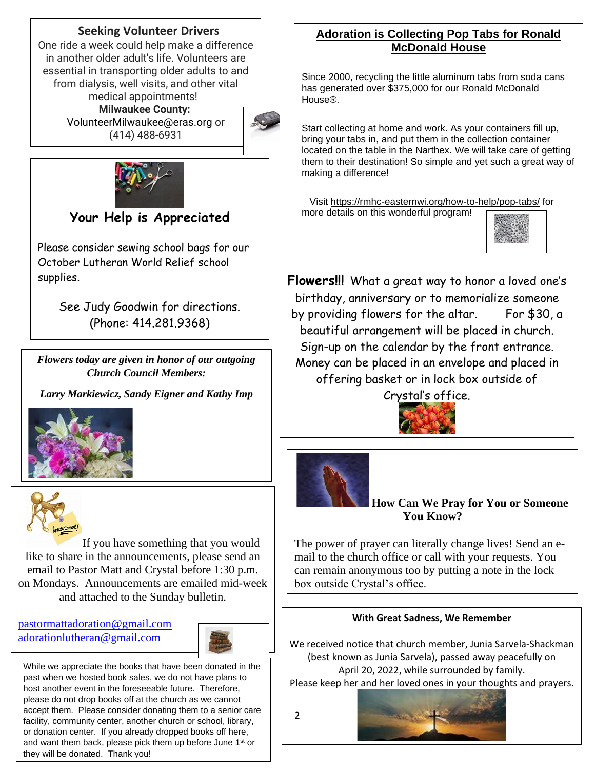## Seeking Volunteer Drivers

One ride a week could help make a difference in another older adult's life. Volunteers are essential in transporting older adults to and from dialysis, well visits, and other vital medical appointments!

**Milwaukee County:**
VolunteerMilwaukee@eras.org or (414) 488-6931

## Your Help is Appreciated

Please consider sewing school bags for our October Lutheran World Relief school supplies.

See Judy Goodwin for directions. (Phone: 414.281.9368)

***Flowers today are given in honor of our outgoing Church Council Members:***

***Larry Markiewicz, Sandy Eigner and Kathy Imp***

If you have something that you would like to share in the announcements, please send an email to Pastor Matt and Crystal before 1:30 p.m. on Mondays. Announcements are emailed mid-week and attached to the Sunday bulletin.

pastormattadoration@gmail.com
adorationlutheran@gmail.com

While we appreciate the books that have been donated in the past when we hosted book sales, we do not have plans to host another event in the foreseeable future. Therefore, please do not drop books off at the church as we cannot accept them. Please consider donating them to a senior care facility, community center, another church or school, library, or donation center. If you already dropped books off here, and want them back, please pick them up before June 1st or they will be donated. Thank you!

## Adoration is Collecting Pop Tabs for Ronald McDonald House

Since 2000, recycling the little aluminum tabs from soda cans has generated over $375,000 for our Ronald McDonald House®.

Start collecting at home and work. As your containers fill up, bring your tabs in, and put them in the collection container located on the table in the Narthex. We will take care of getting them to their destination! So simple and yet such a great way of making a difference!

Visit https://rmhc-easternwi.org/how-to-help/pop-tabs/ for more details on this wonderful program!

**Flowers!!!** What a great way to honor a loved one's birthday, anniversary or to memorialize someone by providing flowers for the altar. For $30, a beautiful arrangement will be placed in church. Sign-up on the calendar by the front entrance. Money can be placed in an envelope and placed in offering basket or in lock box outside of Crystal's office.

## How Can We Pray for You or Someone You Know?

The power of prayer can literally change lives! Send an e-mail to the church office or call with your requests. You can remain anonymous too by putting a note in the lock box outside Crystal's office.

**With Great Sadness, We Remember**

We received notice that church member, Junia Sarvela-Shackman (best known as Junia Sarvela), passed away peacefully on April 20, 2022, while surrounded by family. Please keep her and her loved ones in your thoughts and prayers.